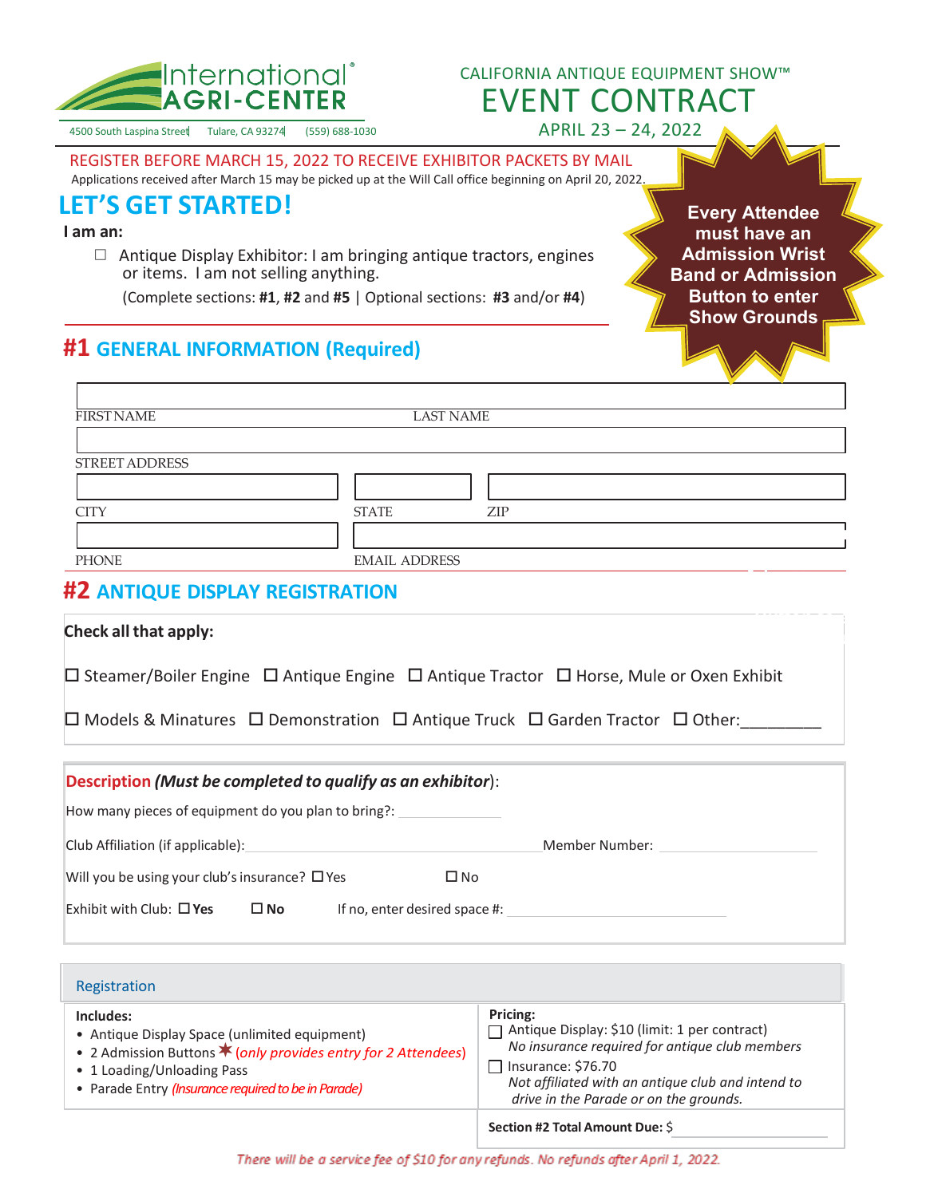International AGRI-CENTER

4500 South Laspina Street | Tulare, CA 93274 | (559) 688-1030

CALIFORNIA ANTIQUE EQUIPMENT SHOW™

# EVENT CONTRACT

APRIL 23 – 24, 2022

REGISTER BEFORE MARCH 15, 2022 TO RECEIVE EXHIBITOR PACKETS BY MAIL

Applications received after March 15 may be picked up at the Will Call office beginning on April 20, 2022.

**Every Attendee must have an Admission Wrist Band or Admission Button to enter Show Grounds**

## LET'S GET STARTED!

**I am an:**

☐ Antique Display Exhibitor: I am bringing antique tractors, engines or items. I am not selling anything.

(Complete sections: **#1**, **#2** and **#5** | Optional sections: **#3** and/or **#4**)

## #1 GENERAL INFORMATION (Required)

FIRST NAME ______________ LAST NAME ______________

STREET ADDRESS ______________

CITY ______________ STATE ______________ ZIP ______________

PHONE ______________ EMAIL ADDRESS ______________

## #2 ANTIQUE DISPLAY REGISTRATION

**Check all that apply:**

☐ Steamer/Boiler Engine ☐ Antique Engine ☐ Antique Tractor ☐ Horse, Mule or Oxen Exhibit

☐ Models & Minatures ☐ Demonstration ☐ Antique Truck ☐ Garden Tractor ☐ Other:________

**Description** ***(Must be completed to qualify as an exhibitor)***:

How many pieces of equipment do you plan to bring?: ______________

Club Affiliation (if applicable): ______________ Member Number: ______________

Will you be using your club's insurance? ☐ Yes ☐ No

Exhibit with Club: ☐ **Yes** ☐ **No** If no, enter desired space #: ______________

### Registration

| Includes: | Pricing: |
|---|---|
| • Antique Display Space (unlimited equipment)<br>• 2 Admission Buttons ✶ *(only provides entry for 2 Attendees)*<br>• 1 Loading/Unloading Pass<br>• Parade Entry *(Insurance required to be in Parade)* | ☐ Antique Display: $10 (limit: 1 per contract)<br>*No insurance required for antique club members*<br>☐ Insurance: $76.70<br>*Not affiliated with an antique club and intend to drive in the Parade or on the grounds.* |
| | **Section #2 Total Amount Due:** $ ______________ |

*There will be a service fee of $10 for any refunds. No refunds after April 1, 2022.*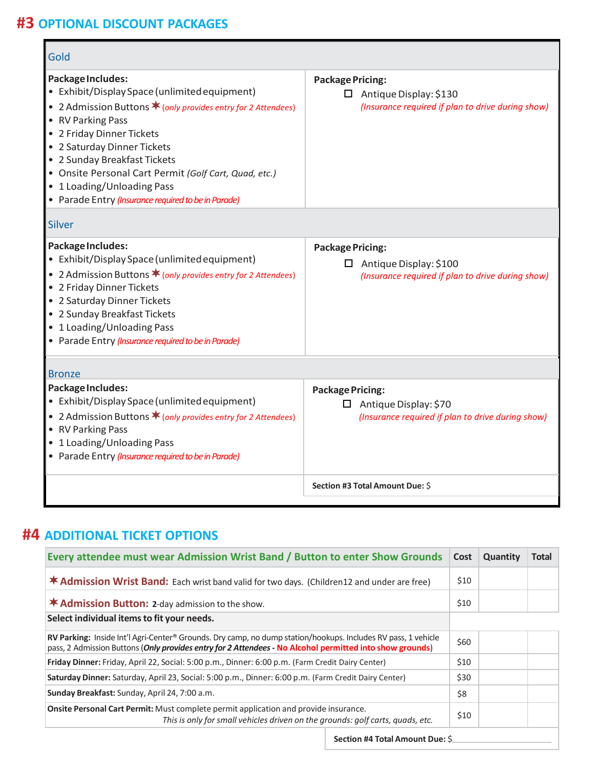# #3 OPTIONAL DISCOUNT PACKAGES

## Gold

**Package Includes:**
- Exhibit/Display Space (unlimited equipment)
- 2 Admission Buttons ✶ *(only provides entry for 2 Attendees)*
- RV Parking Pass
- 2 Friday Dinner Tickets
- 2 Saturday Dinner Tickets
- 2 Sunday Breakfast Tickets
- Onsite Personal Cart Permit *(Golf Cart, Quad, etc.)*
- 1 Loading/Unloading Pass
- Parade Entry *(Insurance required to be in Parade)*

**Package Pricing:**

☐ Antique Display: $130
*(Insurance required if plan to drive during show)*

## Silver

**Package Includes:**
- Exhibit/Display Space (unlimited equipment)
- 2 Admission Buttons ✶ *(only provides entry for 2 Attendees)*
- 2 Friday Dinner Tickets
- 2 Saturday Dinner Tickets
- 2 Sunday Breakfast Tickets
- 1 Loading/Unloading Pass
- Parade Entry *(Insurance required to be in Parade)*

**Package Pricing:**

☐ Antique Display: $100
*(Insurance required if plan to drive during show)*

## Bronze

**Package Includes:**
- Exhibit/Display Space (unlimited equipment)
- 2 Admission Buttons ✶ *(only provides entry for 2 Attendees)*
- RV Parking Pass
- 1 Loading/Unloading Pass
- Parade Entry *(Insurance required to be in Parade)*

**Package Pricing:**

☐ Antique Display: $70
*(Insurance required if plan to drive during show)*

**Section #3 Total Amount Due:** $

# #4 ADDITIONAL TICKET OPTIONS

| Every attendee must wear Admission Wrist Band / Button to enter Show Grounds | Cost | Quantity | Total |
|---|---|---|---|
| ✶**Admission Wrist Band:** Each wrist band valid for two days. (Children12 and under are free) | $10 | | |
| ✶**Admission Button:** 2-day admission to the show. | $10 | | |
| **Select individual items to fit your needs.** | | | |
| **RV Parking:** Inside Int'l Agri-Center® Grounds. Dry camp, no dump station/hookups. Includes RV pass, 1 vehicle pass, 2 Admission Buttons (***Only provides entry for 2 Attendees*** - **No Alcohol permitted into show grounds**) | $60 | | |
| **Friday Dinner:** Friday, April 22, Social: 5:00 p.m., Dinner: 6:00 p.m. (Farm Credit Dairy Center) | $10 | | |
| **Saturday Dinner:** Saturday, April 23, Social: 5:00 p.m., Dinner: 6:00 p.m. (Farm Credit Dairy Center) | $30 | | |
| **Sunday Breakfast:** Sunday, April 24, 7:00 a.m. | $8 | | |
| **Onsite Personal Cart Permit:** Must complete permit application and provide insurance. *This is only for small vehicles driven on the grounds: golf carts, quads, etc.* | $10 | | |

**Section #4 Total Amount Due:** $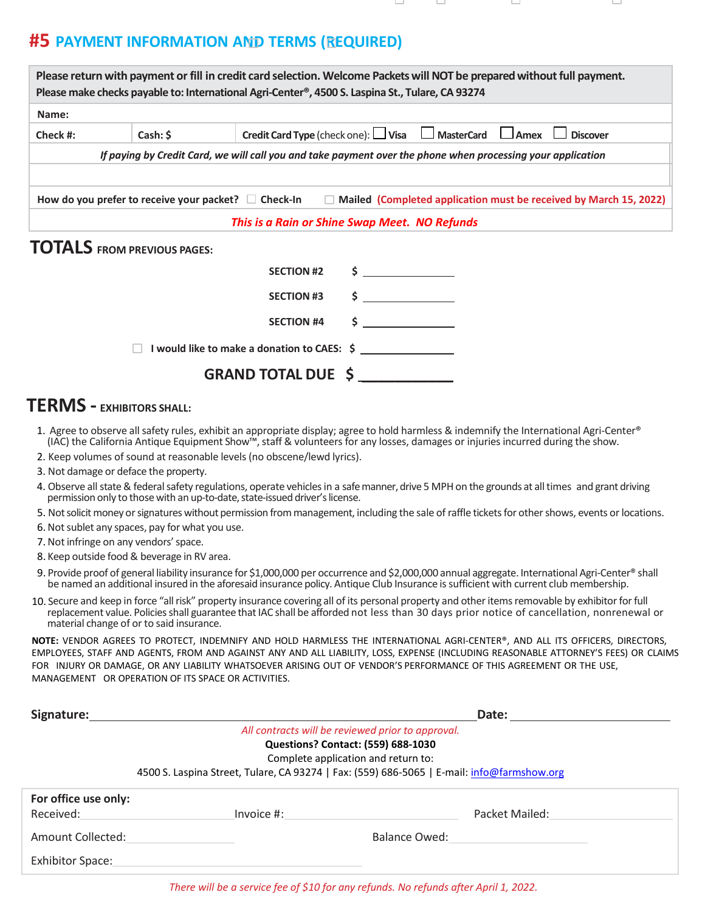## #5 PAYMENT INFORMATION AND TERMS (REQUIRED)

| |
|---|
| **Please return with payment or fill in credit card selection. Welcome Packets will NOT be prepared without full payment.** |
| **Please make checks payable to: International Agri-Center®, 4500 S. Laspina St., Tulare, CA 93274** |

| | | |
|---|---|---|
| **Name:** | | |
| **Check #:** | **Cash: $** | **Credit Card Type** (check one): ☐ Visa ☐ MasterCard ☐ Amex ☐ Discover |

*If paying by Credit Card, we will call you and take payment over the phone when processing your application*

**How do you prefer to receive your packet?** ☐ Check-In ☐ Mailed **(Completed application must be received by March 15, 2022)**

***This is a Rain or Shine Swap Meet. NO Refunds***

## TOTALS FROM PREVIOUS PAGES:

**SECTION #2** $ ____________

**SECTION #3** $ ____________

**SECTION #4** $ ____________

☐ **I would like to make a donation to CAES:** $ ____________

**GRAND TOTAL DUE $ ____________**

## TERMS - EXHIBITORS SHALL:

1. Agree to observe all safety rules, exhibit an appropriate display; agree to hold harmless & indemnify the International Agri-Center® (IAC) the California Antique Equipment Show™, staff & volunteers for any losses, damages or injuries incurred during the show.
2. Keep volumes of sound at reasonable levels (no obscene/lewd lyrics).
3. Not damage or deface the property.
4. Observe all state & federal safety regulations, operate vehicles in a safe manner, drive 5 MPH on the grounds at all times and grant driving permission only to those with an up-to-date, state-issued driver's license.
5. Not solicit money or signatures without permission from management, including the sale of raffle tickets for other shows, events or locations.
6. Not sublet any spaces, pay for what you use.
7. Not infringe on any vendors' space.
8. Keep outside food & beverage in RV area.
9. Provide proof of general liability insurance for $1,000,000 per occurrence and $2,000,000 annual aggregate. International Agri-Center® shall be named an additional insured in the aforesaid insurance policy. Antique Club Insurance is sufficient with current club membership.
10. Secure and keep in force "all risk" property insurance covering all of its personal property and other items removable by exhibitor for full replacement value. Policies shall guarantee that IAC shall be afforded not less than 30 days prior notice of cancellation, nonrenewal or material change of or to said insurance.

**NOTE:** VENDOR AGREES TO PROTECT, INDEMNIFY AND HOLD HARMLESS THE INTERNATIONAL AGRI-CENTER®, AND ALL ITS OFFICERS, DIRECTORS, EMPLOYEES, STAFF AND AGENTS, FROM AND AGAINST ANY AND ALL LIABILITY, LOSS, EXPENSE (INCLUDING REASONABLE ATTORNEY'S FEES) OR CLAIMS FOR INJURY OR DAMAGE, OR ANY LIABILITY WHATSOEVER ARISING OUT OF VENDOR'S PERFORMANCE OF THIS AGREEMENT OR THE USE, MANAGEMENT OR OPERATION OF ITS SPACE OR ACTIVITIES.

**Signature:** ______________________________ **Date:** ______________

*All contracts will be reviewed prior to approval.*

**Questions? Contact: (559) 688-1030**

Complete application and return to:

4500 S. Laspina Street, Tulare, CA 93274 | Fax: (559) 686-5065 | E-mail: info@farmshow.org

**For office use only:**

Received: ____________ Invoice #: ____________ Packet Mailed: ____________

Amount Collected: ____________ Balance Owed: ____________

Exhibitor Space: ____________

*There will be a service fee of $10 for any refunds. No refunds after April 1, 2022.*